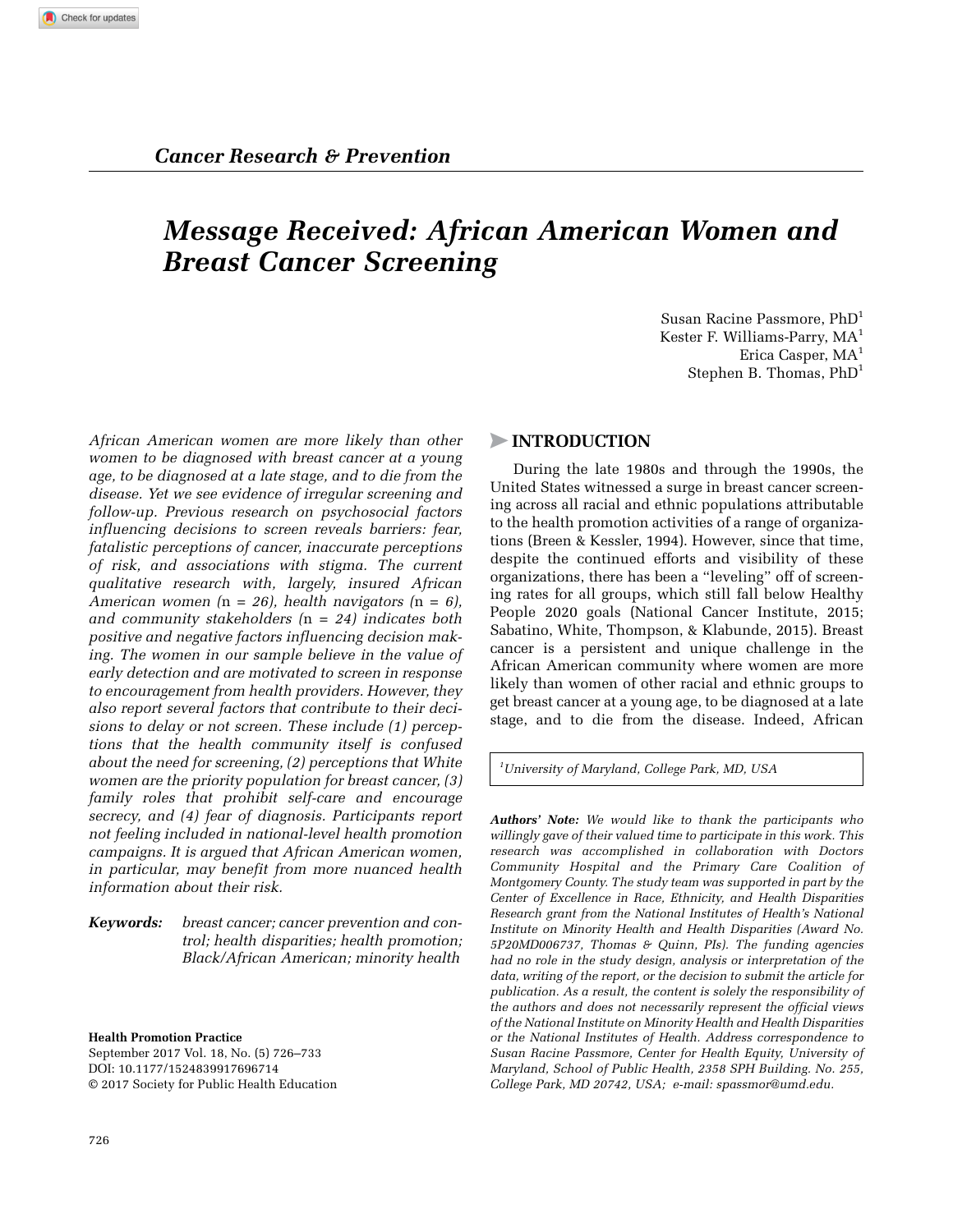*Cancer Research & Prevention*

# *Message Received: African American Women and Breast Cancer Screening*

Susan Racine Passmore, PhD[1]
Kester F. Williams-Parry, MA[1]
Erica Casper, MA[1]
Stephen B. Thomas, PhD[1]

*African American women are more likely than other women to be diagnosed with breast cancer at a young age, to be diagnosed at a late stage, and to die from the disease. Yet we see evidence of irregular screening and follow-up. Previous research on psychosocial factors influencing decisions to screen reveals barriers: fear, fatalistic perceptions of cancer, inaccurate perceptions of risk, and associations with stigma. The current qualitative research with, largely, insured African American women (*n *= 26), health navigators (*n *= 6), and community stakeholders (*n *= 24) indicates both positive and negative factors influencing decision making. The women in our sample believe in the value of early detection and are motivated to screen in response to encouragement from health providers. However, they also report several factors that contribute to their decisions to delay or not screen. These include (1) perceptions that the health community itself is confused about the need for screening, (2) perceptions that White women are the priority population for breast cancer, (3) family roles that prohibit self-care and encourage secrecy, and (4) fear of diagnosis. Participants report not feeling included in national-level health promotion campaigns. It is argued that African American women, in particular, may benefit from more nuanced health information about their risk.*

***Keywords:*** *breast cancer; cancer prevention and control; health disparities; health promotion; Black/African American; minority health*

**Health Promotion Practice**
September 2017 Vol. 18, No. (5) 726–733
DOI: 10.1177/1524839917696714
© 2017 Society for Public Health Education

## INTRODUCTION

During the late 1980s and through the 1990s, the United States witnessed a surge in breast cancer screening across all racial and ethnic populations attributable to the health promotion activities of a range of organizations (Breen & Kessler, 1994). However, since that time, despite the continued efforts and visibility of these organizations, there has been a "leveling" off of screening rates for all groups, which still fall below Healthy People 2020 goals (National Cancer Institute, 2015; Sabatino, White, Thompson, & Klabunde, 2015). Breast cancer is a persistent and unique challenge in the African American community where women are more likely than women of other racial and ethnic groups to get breast cancer at a young age, to be diagnosed at a late stage, and to die from the disease. Indeed, African

[1]*University of Maryland, College Park, MD, USA*

***Authors' Note:*** *We would like to thank the participants who willingly gave of their valued time to participate in this work. This research was accomplished in collaboration with Doctors Community Hospital and the Primary Care Coalition of Montgomery County. The study team was supported in part by the Center of Excellence in Race, Ethnicity, and Health Disparities Research grant from the National Institutes of Health's National Institute on Minority Health and Health Disparities (Award No. 5P20MD006737, Thomas & Quinn, PIs). The funding agencies had no role in the study design, analysis or interpretation of the data, writing of the report, or the decision to submit the article for publication. As a result, the content is solely the responsibility of the authors and does not necessarily represent the official views of the National Institute on Minority Health and Health Disparities or the National Institutes of Health. Address correspondence to Susan Racine Passmore, Center for Health Equity, University of Maryland, School of Public Health, 2358 SPH Building. No. 255, College Park, MD 20742, USA; e-mail: spassmor@umd.edu.*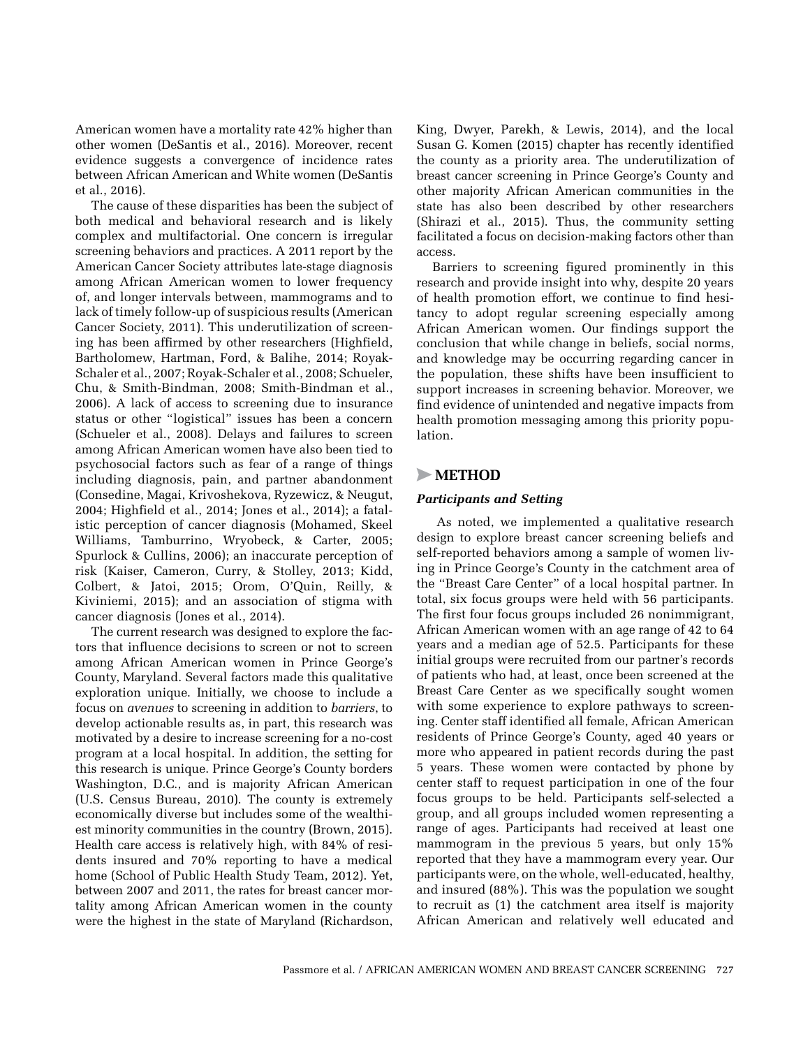American women have a mortality rate 42% higher than other women (DeSantis et al., 2016). Moreover, recent evidence suggests a convergence of incidence rates between African American and White women (DeSantis et al., 2016).

The cause of these disparities has been the subject of both medical and behavioral research and is likely complex and multifactorial. One concern is irregular screening behaviors and practices. A 2011 report by the American Cancer Society attributes late-stage diagnosis among African American women to lower frequency of, and longer intervals between, mammograms and to lack of timely follow-up of suspicious results (American Cancer Society, 2011). This underutilization of screening has been affirmed by other researchers (Highfield, Bartholomew, Hartman, Ford, & Balihe, 2014; Royak-Schaler et al., 2007; Royak-Schaler et al., 2008; Schueler, Chu, & Smith-Bindman, 2008; Smith-Bindman et al., 2006). A lack of access to screening due to insurance status or other "logistical" issues has been a concern (Schueler et al., 2008). Delays and failures to screen among African American women have also been tied to psychosocial factors such as fear of a range of things including diagnosis, pain, and partner abandonment (Consedine, Magai, Krivoshekova, Ryzewicz, & Neugut, 2004; Highfield et al., 2014; Jones et al., 2014); a fatalistic perception of cancer diagnosis (Mohamed, Skeel Williams, Tamburrino, Wryobeck, & Carter, 2005; Spurlock & Cullins, 2006); an inaccurate perception of risk (Kaiser, Cameron, Curry, & Stolley, 2013; Kidd, Colbert, & Jatoi, 2015; Orom, O'Quin, Reilly, & Kiviniemi, 2015); and an association of stigma with cancer diagnosis (Jones et al., 2014).

The current research was designed to explore the factors that influence decisions to screen or not to screen among African American women in Prince George's County, Maryland. Several factors made this qualitative exploration unique. Initially, we choose to include a focus on *avenues* to screening in addition to *barriers*, to develop actionable results as, in part, this research was motivated by a desire to increase screening for a no-cost program at a local hospital. In addition, the setting for this research is unique. Prince George's County borders Washington, D.C., and is majority African American (U.S. Census Bureau, 2010). The county is extremely economically diverse but includes some of the wealthiest minority communities in the country (Brown, 2015). Health care access is relatively high, with 84% of residents insured and 70% reporting to have a medical home (School of Public Health Study Team, 2012). Yet, between 2007 and 2011, the rates for breast cancer mortality among African American women in the county were the highest in the state of Maryland (Richardson, King, Dwyer, Parekh, & Lewis, 2014), and the local Susan G. Komen (2015) chapter has recently identified the county as a priority area. The underutilization of breast cancer screening in Prince George's County and other majority African American communities in the state has also been described by other researchers (Shirazi et al., 2015). Thus, the community setting facilitated a focus on decision-making factors other than access.

Barriers to screening figured prominently in this research and provide insight into why, despite 20 years of health promotion effort, we continue to find hesitancy to adopt regular screening especially among African American women. Our findings support the conclusion that while change in beliefs, social norms, and knowledge may be occurring regarding cancer in the population, these shifts have been insufficient to support increases in screening behavior. Moreover, we find evidence of unintended and negative impacts from health promotion messaging among this priority population.

## METHOD

### *Participants and Setting*

As noted, we implemented a qualitative research design to explore breast cancer screening beliefs and self-reported behaviors among a sample of women living in Prince George's County in the catchment area of the "Breast Care Center" of a local hospital partner. In total, six focus groups were held with 56 participants. The first four focus groups included 26 nonimmigrant, African American women with an age range of 42 to 64 years and a median age of 52.5. Participants for these initial groups were recruited from our partner's records of patients who had, at least, once been screened at the Breast Care Center as we specifically sought women with some experience to explore pathways to screening. Center staff identified all female, African American residents of Prince George's County, aged 40 years or more who appeared in patient records during the past 5 years. These women were contacted by phone by center staff to request participation in one of the four focus groups to be held. Participants self-selected a group, and all groups included women representing a range of ages. Participants had received at least one mammogram in the previous 5 years, but only 15% reported that they have a mammogram every year. Our participants were, on the whole, well-educated, healthy, and insured (88%). This was the population we sought to recruit as (1) the catchment area itself is majority African American and relatively well educated and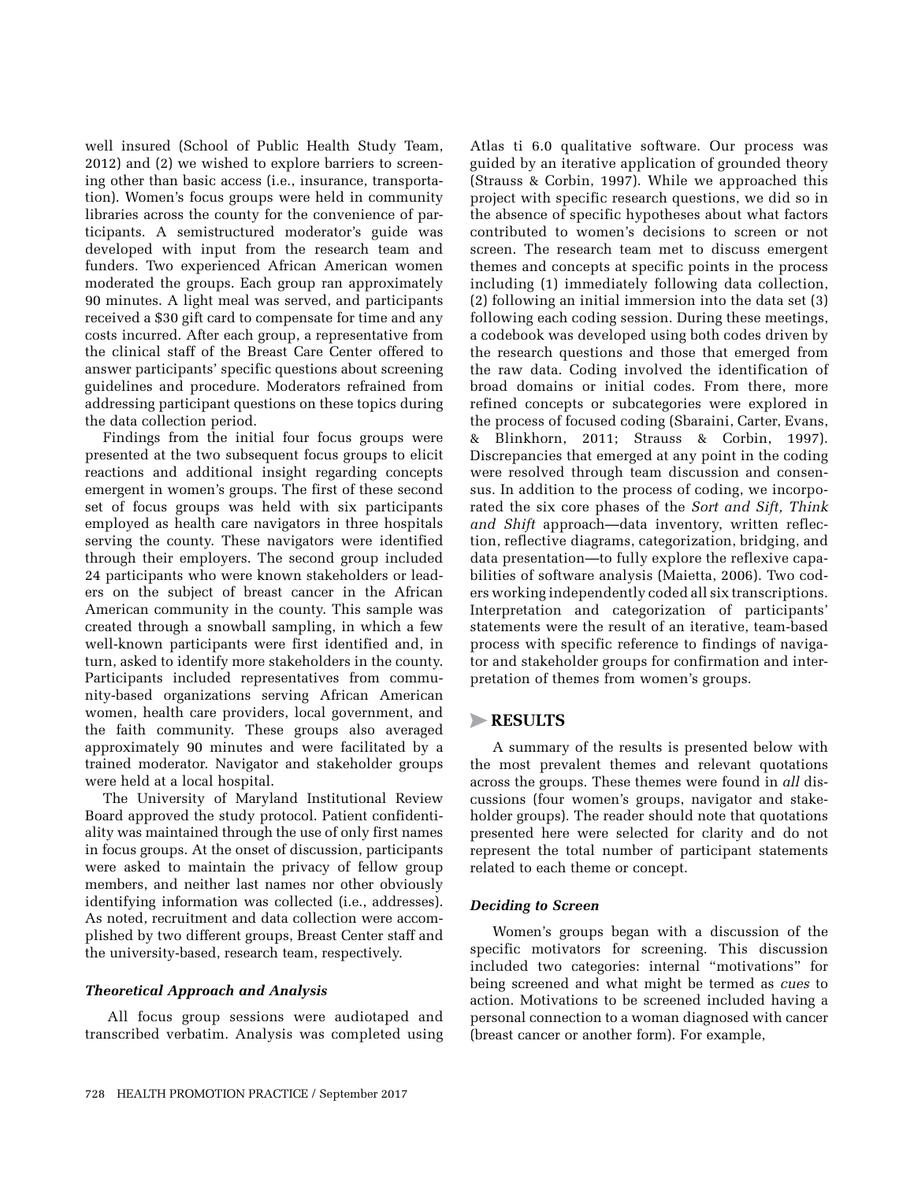well insured (School of Public Health Study Team, 2012) and (2) we wished to explore barriers to screening other than basic access (i.e., insurance, transportation). Women's focus groups were held in community libraries across the county for the convenience of participants. A semistructured moderator's guide was developed with input from the research team and funders. Two experienced African American women moderated the groups. Each group ran approximately 90 minutes. A light meal was served, and participants received a $30 gift card to compensate for time and any costs incurred. After each group, a representative from the clinical staff of the Breast Care Center offered to answer participants' specific questions about screening guidelines and procedure. Moderators refrained from addressing participant questions on these topics during the data collection period.

Findings from the initial four focus groups were presented at the two subsequent focus groups to elicit reactions and additional insight regarding concepts emergent in women's groups. The first of these second set of focus groups was held with six participants employed as health care navigators in three hospitals serving the county. These navigators were identified through their employers. The second group included 24 participants who were known stakeholders or leaders on the subject of breast cancer in the African American community in the county. This sample was created through a snowball sampling, in which a few well-known participants were first identified and, in turn, asked to identify more stakeholders in the county. Participants included representatives from community-based organizations serving African American women, health care providers, local government, and the faith community. These groups also averaged approximately 90 minutes and were facilitated by a trained moderator. Navigator and stakeholder groups were held at a local hospital.

The University of Maryland Institutional Review Board approved the study protocol. Patient confidentiality was maintained through the use of only first names in focus groups. At the onset of discussion, participants were asked to maintain the privacy of fellow group members, and neither last names nor other obviously identifying information was collected (i.e., addresses). As noted, recruitment and data collection were accomplished by two different groups, Breast Center staff and the university-based, research team, respectively.

### *Theoretical Approach and Analysis*

All focus group sessions were audiotaped and transcribed verbatim. Analysis was completed using Atlas ti 6.0 qualitative software. Our process was guided by an iterative application of grounded theory (Strauss & Corbin, 1997). While we approached this project with specific research questions, we did so in the absence of specific hypotheses about what factors contributed to women's decisions to screen or not screen. The research team met to discuss emergent themes and concepts at specific points in the process including (1) immediately following data collection, (2) following an initial immersion into the data set (3) following each coding session. During these meetings, a codebook was developed using both codes driven by the research questions and those that emerged from the raw data. Coding involved the identification of broad domains or initial codes. From there, more refined concepts or subcategories were explored in the process of focused coding (Sbaraini, Carter, Evans, & Blinkhorn, 2011; Strauss & Corbin, 1997). Discrepancies that emerged at any point in the coding were resolved through team discussion and consensus. In addition to the process of coding, we incorporated the six core phases of the *Sort and Sift, Think and Shift* approach—data inventory, written reflection, reflective diagrams, categorization, bridging, and data presentation—to fully explore the reflexive capabilities of software analysis (Maietta, 2006). Two coders working independently coded all six transcriptions. Interpretation and categorization of participants' statements were the result of an iterative, team-based process with specific reference to findings of navigator and stakeholder groups for confirmation and interpretation of themes from women's groups.

## RESULTS

A summary of the results is presented below with the most prevalent themes and relevant quotations across the groups. These themes were found in *all* discussions (four women's groups, navigator and stakeholder groups). The reader should note that quotations presented here were selected for clarity and do not represent the total number of participant statements related to each theme or concept.

### *Deciding to Screen*

Women's groups began with a discussion of the specific motivators for screening. This discussion included two categories: internal "motivations" for being screened and what might be termed as *cues* to action. Motivations to be screened included having a personal connection to a woman diagnosed with cancer (breast cancer or another form). For example,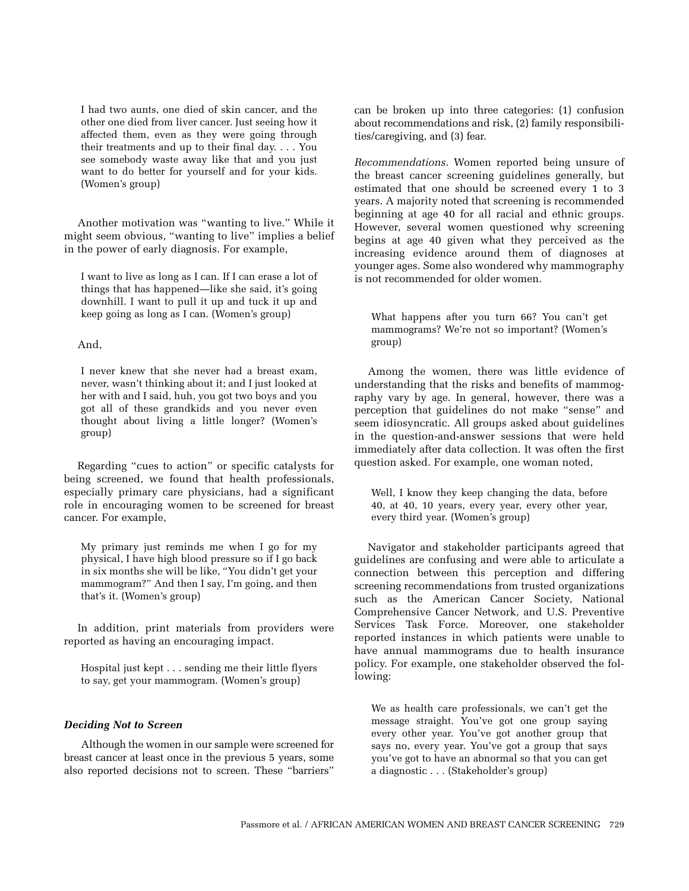> I had two aunts, one died of skin cancer, and the other one died from liver cancer. Just seeing how it affected them, even as they were going through their treatments and up to their final day. . . . You see somebody waste away like that and you just want to do better for yourself and for your kids. (Women's group)

Another motivation was "wanting to live." While it might seem obvious, "wanting to live" implies a belief in the power of early diagnosis. For example,

> I want to live as long as I can. If I can erase a lot of things that has happened—like she said, it's going downhill. I want to pull it up and tuck it up and keep going as long as I can. (Women's group)

And,

> I never knew that she never had a breast exam, never, wasn't thinking about it; and I just looked at her with and I said, huh, you got two boys and you got all of these grandkids and you never even thought about living a little longer? (Women's group)

Regarding "cues to action" or specific catalysts for being screened, we found that health professionals, especially primary care physicians, had a significant role in encouraging women to be screened for breast cancer. For example,

> My primary just reminds me when I go for my physical, I have high blood pressure so if I go back in six months she will be like, "You didn't get your mammogram?" And then I say, I'm going, and then that's it. (Women's group)

In addition, print materials from providers were reported as having an encouraging impact.

> Hospital just kept . . . sending me their little flyers to say, get your mammogram. (Women's group)

### *Deciding Not to Screen*

Although the women in our sample were screened for breast cancer at least once in the previous 5 years, some also reported decisions not to screen. These "barriers" can be broken up into three categories: (1) confusion about recommendations and risk, (2) family responsibilities/caregiving, and (3) fear.

*Recommendations.* Women reported being unsure of the breast cancer screening guidelines generally, but estimated that one should be screened every 1 to 3 years. A majority noted that screening is recommended beginning at age 40 for all racial and ethnic groups. However, several women questioned why screening begins at age 40 given what they perceived as the increasing evidence around them of diagnoses at younger ages. Some also wondered why mammography is not recommended for older women.

> What happens after you turn 66? You can't get mammograms? We're not so important? (Women's group)

Among the women, there was little evidence of understanding that the risks and benefits of mammography vary by age. In general, however, there was a perception that guidelines do not make "sense" and seem idiosyncratic. All groups asked about guidelines in the question-and-answer sessions that were held immediately after data collection. It was often the first question asked. For example, one woman noted,

> Well, I know they keep changing the data, before 40, at 40, 10 years, every year, every other year, every third year. (Women's group)

Navigator and stakeholder participants agreed that guidelines are confusing and were able to articulate a connection between this perception and differing screening recommendations from trusted organizations such as the American Cancer Society, National Comprehensive Cancer Network, and U.S. Preventive Services Task Force. Moreover, one stakeholder reported instances in which patients were unable to have annual mammograms due to health insurance policy. For example, one stakeholder observed the following:

> We as health care professionals, we can't get the message straight. You've got one group saying every other year. You've got another group that says no, every year. You've got a group that says you've got to have an abnormal so that you can get a diagnostic . . . (Stakeholder's group)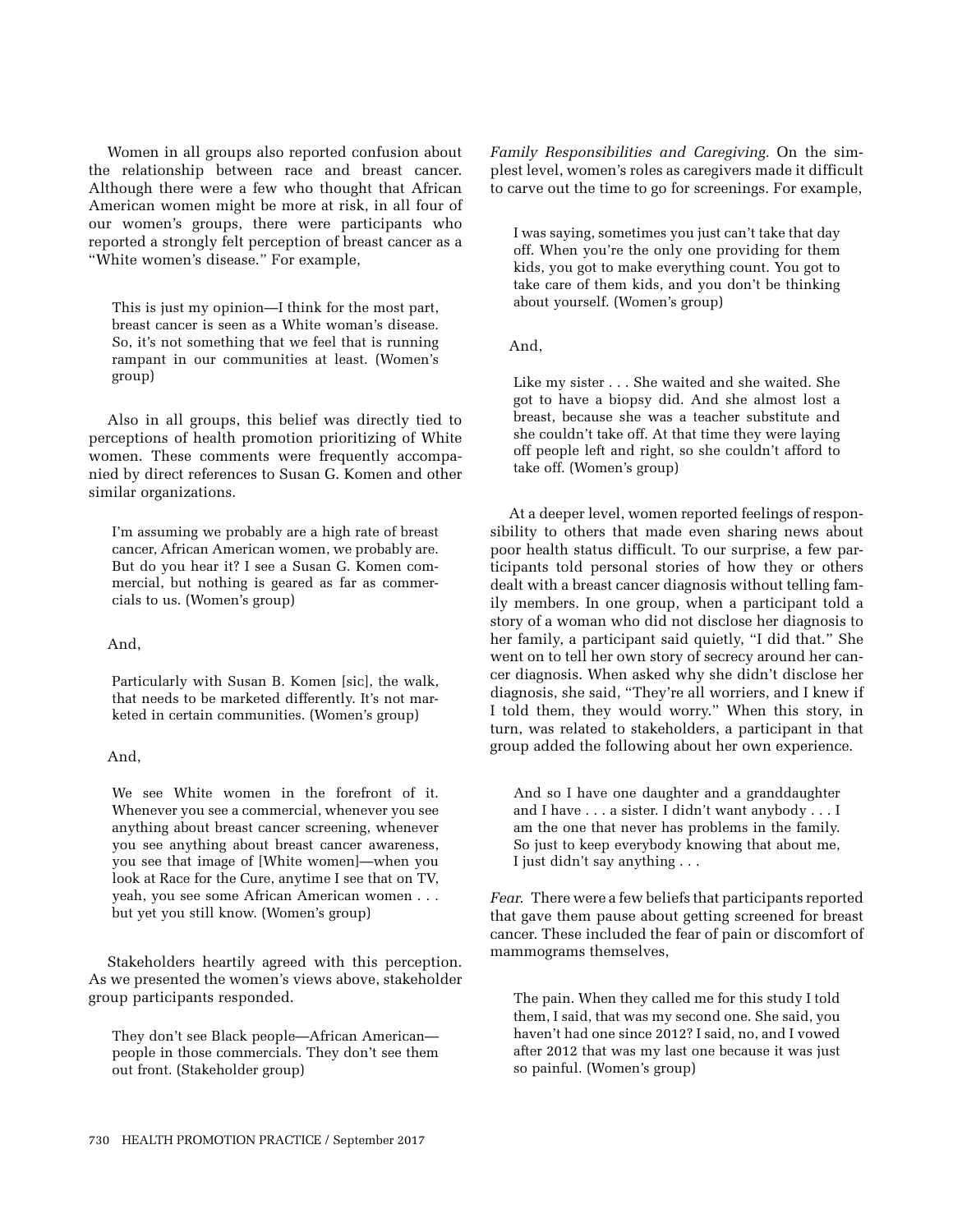Women in all groups also reported confusion about the relationship between race and breast cancer. Although there were a few who thought that African American women might be more at risk, in all four of our women's groups, there were participants who reported a strongly felt perception of breast cancer as a "White women's disease." For example,

> This is just my opinion—I think for the most part, breast cancer is seen as a White woman's disease. So, it's not something that we feel that is running rampant in our communities at least. (Women's group)

Also in all groups, this belief was directly tied to perceptions of health promotion prioritizing of White women. These comments were frequently accompanied by direct references to Susan G. Komen and other similar organizations.

> I'm assuming we probably are a high rate of breast cancer, African American women, we probably are. But do you hear it? I see a Susan G. Komen commercial, but nothing is geared as far as commercials to us. (Women's group)

And,

> Particularly with Susan B. Komen [sic], the walk, that needs to be marketed differently. It's not marketed in certain communities. (Women's group)

And,

> We see White women in the forefront of it. Whenever you see a commercial, whenever you see anything about breast cancer screening, whenever you see anything about breast cancer awareness, you see that image of [White women]—when you look at Race for the Cure, anytime I see that on TV, yeah, you see some African American women . . . but yet you still know. (Women's group)

Stakeholders heartily agreed with this perception. As we presented the women's views above, stakeholder group participants responded.

> They don't see Black people—African American—people in those commercials. They don't see them out front. (Stakeholder group)

*Family Responsibilities and Caregiving.* On the simplest level, women's roles as caregivers made it difficult to carve out the time to go for screenings. For example,

> I was saying, sometimes you just can't take that day off. When you're the only one providing for them kids, you got to make everything count. You got to take care of them kids, and you don't be thinking about yourself. (Women's group)

And,

> Like my sister . . . She waited and she waited. She got to have a biopsy did. And she almost lost a breast, because she was a teacher substitute and she couldn't take off. At that time they were laying off people left and right, so she couldn't afford to take off. (Women's group)

At a deeper level, women reported feelings of responsibility to others that made even sharing news about poor health status difficult. To our surprise, a few participants told personal stories of how they or others dealt with a breast cancer diagnosis without telling family members. In one group, when a participant told a story of a woman who did not disclose her diagnosis to her family, a participant said quietly, "I did that." She went on to tell her own story of secrecy around her cancer diagnosis. When asked why she didn't disclose her diagnosis, she said, "They're all worriers, and I knew if I told them, they would worry." When this story, in turn, was related to stakeholders, a participant in that group added the following about her own experience.

> And so I have one daughter and a granddaughter and I have . . . a sister. I didn't want anybody . . . I am the one that never has problems in the family. So just to keep everybody knowing that about me, I just didn't say anything . . .

*Fear.* There were a few beliefs that participants reported that gave them pause about getting screened for breast cancer. These included the fear of pain or discomfort of mammograms themselves,

> The pain. When they called me for this study I told them, I said, that was my second one. She said, you haven't had one since 2012? I said, no, and I vowed after 2012 that was my last one because it was just so painful. (Women's group)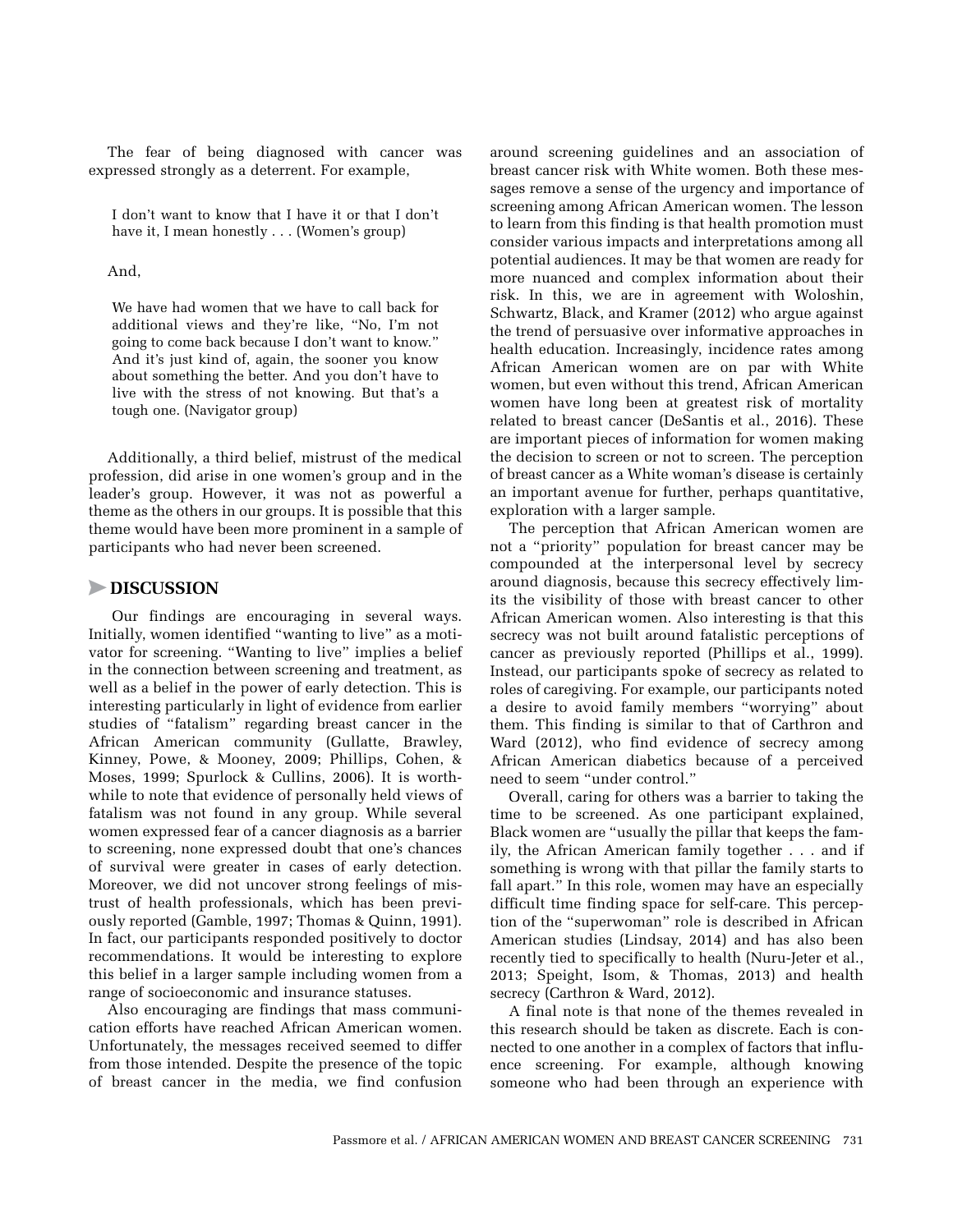The fear of being diagnosed with cancer was expressed strongly as a deterrent. For example,

> I don't want to know that I have it or that I don't have it, I mean honestly . . . (Women's group)

And,

> We have had women that we have to call back for additional views and they're like, "No, I'm not going to come back because I don't want to know." And it's just kind of, again, the sooner you know about something the better. And you don't have to live with the stress of not knowing. But that's a tough one. (Navigator group)

Additionally, a third belief, mistrust of the medical profession, did arise in one women's group and in the leader's group. However, it was not as powerful a theme as the others in our groups. It is possible that this theme would have been more prominent in a sample of participants who had never been screened.

## DISCUSSION

Our findings are encouraging in several ways. Initially, women identified "wanting to live" as a motivator for screening. "Wanting to live" implies a belief in the connection between screening and treatment, as well as a belief in the power of early detection. This is interesting particularly in light of evidence from earlier studies of "fatalism" regarding breast cancer in the African American community (Gullatte, Brawley, Kinney, Powe, & Mooney, 2009; Phillips, Cohen, & Moses, 1999; Spurlock & Cullins, 2006). It is worthwhile to note that evidence of personally held views of fatalism was not found in any group. While several women expressed fear of a cancer diagnosis as a barrier to screening, none expressed doubt that one's chances of survival were greater in cases of early detection. Moreover, we did not uncover strong feelings of mistrust of health professionals, which has been previously reported (Gamble, 1997; Thomas & Quinn, 1991). In fact, our participants responded positively to doctor recommendations. It would be interesting to explore this belief in a larger sample including women from a range of socioeconomic and insurance statuses.

Also encouraging are findings that mass communication efforts have reached African American women. Unfortunately, the messages received seemed to differ from those intended. Despite the presence of the topic of breast cancer in the media, we find confusion around screening guidelines and an association of breast cancer risk with White women. Both these messages remove a sense of the urgency and importance of screening among African American women. The lesson to learn from this finding is that health promotion must consider various impacts and interpretations among all potential audiences. It may be that women are ready for more nuanced and complex information about their risk. In this, we are in agreement with Woloshin, Schwartz, Black, and Kramer (2012) who argue against the trend of persuasive over informative approaches in health education. Increasingly, incidence rates among African American women are on par with White women, but even without this trend, African American women have long been at greatest risk of mortality related to breast cancer (DeSantis et al., 2016). These are important pieces of information for women making the decision to screen or not to screen. The perception of breast cancer as a White woman's disease is certainly an important avenue for further, perhaps quantitative, exploration with a larger sample.

The perception that African American women are not a "priority" population for breast cancer may be compounded at the interpersonal level by secrecy around diagnosis, because this secrecy effectively limits the visibility of those with breast cancer to other African American women. Also interesting is that this secrecy was not built around fatalistic perceptions of cancer as previously reported (Phillips et al., 1999). Instead, our participants spoke of secrecy as related to roles of caregiving. For example, our participants noted a desire to avoid family members "worrying" about them. This finding is similar to that of Carthron and Ward (2012), who find evidence of secrecy among African American diabetics because of a perceived need to seem "under control."

Overall, caring for others was a barrier to taking the time to be screened. As one participant explained, Black women are "usually the pillar that keeps the family, the African American family together . . . and if something is wrong with that pillar the family starts to fall apart." In this role, women may have an especially difficult time finding space for self-care. This perception of the "superwoman" role is described in African American studies (Lindsay, 2014) and has also been recently tied to specifically to health (Nuru-Jeter et al., 2013; Speight, Isom, & Thomas, 2013) and health secrecy (Carthron & Ward, 2012).

A final note is that none of the themes revealed in this research should be taken as discrete. Each is connected to one another in a complex of factors that influence screening. For example, although knowing someone who had been through an experience with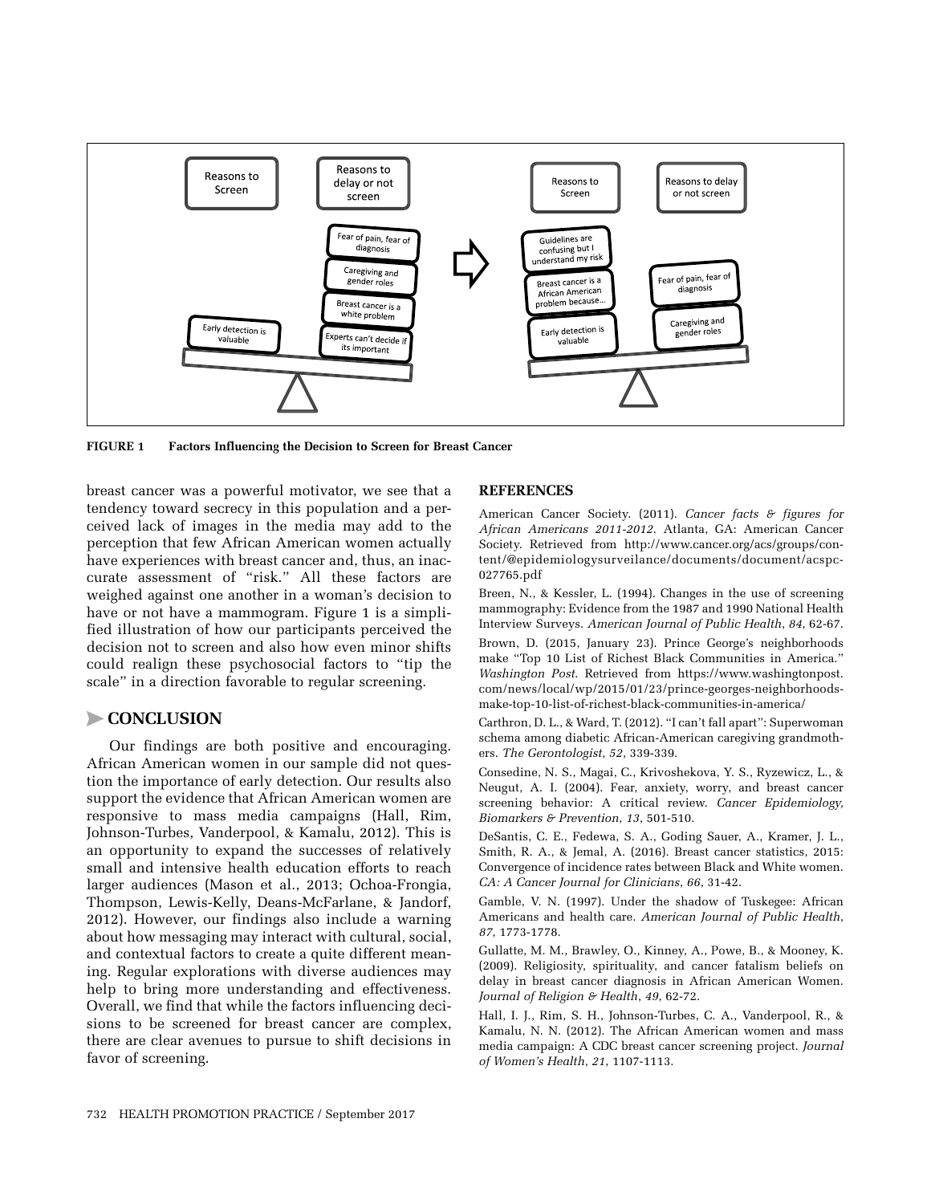FIGURE 1 Factors Influencing the Decision to Screen for Breast Cancer

breast cancer was a powerful motivator, we see that a tendency toward secrecy in this population and a perceived lack of images in the media may add to the perception that few African American women actually have experiences with breast cancer and, thus, an inaccurate assessment of "risk." All these factors are weighed against one another in a woman's decision to have or not have a mammogram. Figure 1 is a simplified illustration of how our participants perceived the decision not to screen and also how even minor shifts could realign these psychosocial factors to "tip the scale" in a direction favorable to regular screening.

## CONCLUSION

Our findings are both positive and encouraging. African American women in our sample did not question the importance of early detection. Our results also support the evidence that African American women are responsive to mass media campaigns (Hall, Rim, Johnson-Turbes, Vanderpool, & Kamalu, 2012). This is an opportunity to expand the successes of relatively small and intensive health education efforts to reach larger audiences (Mason et al., 2013; Ochoa-Frongia, Thompson, Lewis-Kelly, Deans-McFarlane, & Jandorf, 2012). However, our findings also include a warning about how messaging may interact with cultural, social, and contextual factors to create a quite different meaning. Regular explorations with diverse audiences may help to bring more understanding and effectiveness. Overall, we find that while the factors influencing decisions to be screened for breast cancer are complex, there are clear avenues to pursue to shift decisions in favor of screening.

## REFERENCES

American Cancer Society. (2011). *Cancer facts & figures for African Americans 2011-2012*. Atlanta, GA: American Cancer Society. Retrieved from http://www.cancer.org/acs/groups/content/@epidemiologysurveilance/documents/document/acspc-027765.pdf

Breen, N., & Kessler, L. (1994). Changes in the use of screening mammography: Evidence from the 1987 and 1990 National Health Interview Surveys. *American Journal of Public Health*, *84*, 62-67.

Brown, D. (2015, January 23). Prince George's neighborhoods make "Top 10 List of Richest Black Communities in America." *Washington Post*. Retrieved from https://www.washingtonpost.com/news/local/wp/2015/01/23/prince-georges-neighborhoods-make-top-10-list-of-richest-black-communities-in-america/

Carthron, D. L., & Ward, T. (2012). "I can't fall apart": Superwoman schema among diabetic African-American caregiving grandmothers. *The Gerontologist*, *52*, 339-339.

Consedine, N. S., Magai, C., Krivoshekova, Y. S., Ryzewicz, L., & Neugut, A. I. (2004). Fear, anxiety, worry, and breast cancer screening behavior: A critical review. *Cancer Epidemiology, Biomarkers & Prevention*, *13*, 501-510.

DeSantis, C. E., Fedewa, S. A., Goding Sauer, A., Kramer, J. L., Smith, R. A., & Jemal, A. (2016). Breast cancer statistics, 2015: Convergence of incidence rates between Black and White women. *CA: A Cancer Journal for Clinicians*, *66*, 31-42.

Gamble, V. N. (1997). Under the shadow of Tuskegee: African Americans and health care. *American Journal of Public Health*, *87*, 1773-1778.

Gullatte, M. M., Brawley, O., Kinney, A., Powe, B., & Mooney, K. (2009). Religiosity, spirituality, and cancer fatalism beliefs on delay in breast cancer diagnosis in African American Women. *Journal of Religion & Health*, *49*, 62-72.

Hall, I. J., Rim, S. H., Johnson-Turbes, C. A., Vanderpool, R., & Kamalu, N. N. (2012). The African American women and mass media campaign: A CDC breast cancer screening project. *Journal of Women's Health*, *21*, 1107-1113.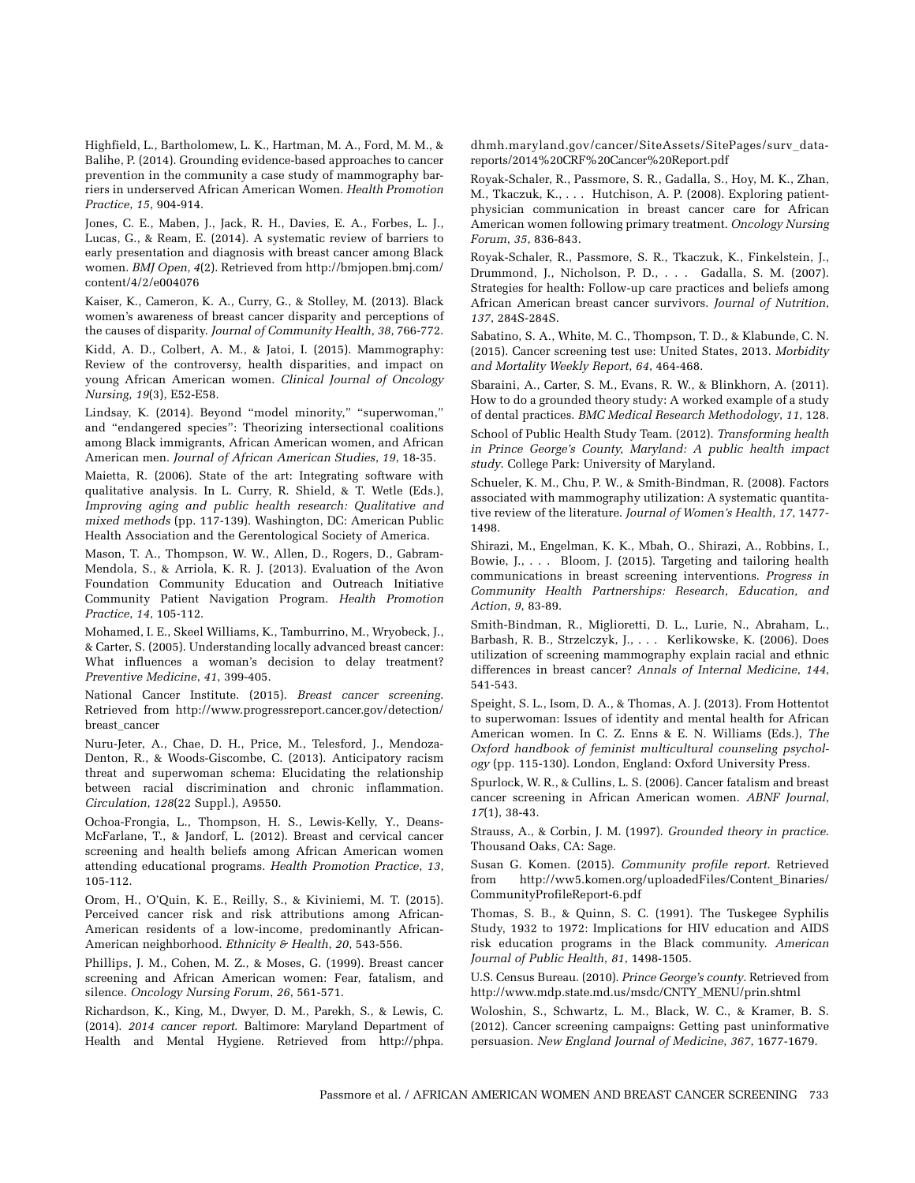Highfield, L., Bartholomew, L. K., Hartman, M. A., Ford, M. M., & Balihe, P. (2014). Grounding evidence-based approaches to cancer prevention in the community a case study of mammography barriers in underserved African American Women. *Health Promotion Practice*, *15*, 904-914.

Jones, C. E., Maben, J., Jack, R. H., Davies, E. A., Forbes, L. J., Lucas, G., & Ream, E. (2014). A systematic review of barriers to early presentation and diagnosis with breast cancer among Black women. *BMJ Open*, *4*(2). Retrieved from http://bmjopen.bmj.com/content/4/2/e004076

Kaiser, K., Cameron, K. A., Curry, G., & Stolley, M. (2013). Black women's awareness of breast cancer disparity and perceptions of the causes of disparity. *Journal of Community Health*, *38*, 766-772.

Kidd, A. D., Colbert, A. M., & Jatoi, I. (2015). Mammography: Review of the controversy, health disparities, and impact on young African American women. *Clinical Journal of Oncology Nursing*, *19*(3), E52-E58.

Lindsay, K. (2014). Beyond "model minority," "superwoman," and "endangered species": Theorizing intersectional coalitions among Black immigrants, African American women, and African American men. *Journal of African American Studies*, *19*, 18-35.

Maietta, R. (2006). State of the art: Integrating software with qualitative analysis. In L. Curry, R. Shield, & T. Wetle (Eds.), *Improving aging and public health research: Qualitative and mixed methods* (pp. 117-139). Washington, DC: American Public Health Association and the Gerontological Society of America.

Mason, T. A., Thompson, W. W., Allen, D., Rogers, D., Gabram-Mendola, S., & Arriola, K. R. J. (2013). Evaluation of the Avon Foundation Community Education and Outreach Initiative Community Patient Navigation Program. *Health Promotion Practice*, *14*, 105-112.

Mohamed, I. E., Skeel Williams, K., Tamburrino, M., Wryobeck, J., & Carter, S. (2005). Understanding locally advanced breast cancer: What influences a woman's decision to delay treatment? *Preventive Medicine*, *41*, 399-405.

National Cancer Institute. (2015). *Breast cancer screening*. Retrieved from http://www.progressreport.cancer.gov/detection/breast_cancer

Nuru-Jeter, A., Chae, D. H., Price, M., Telesford, J., Mendoza-Denton, R., & Woods-Giscombe, C. (2013). Anticipatory racism threat and superwoman schema: Elucidating the relationship between racial discrimination and chronic inflammation. *Circulation*, *128*(22 Suppl.), A9550.

Ochoa-Frongia, L., Thompson, H. S., Lewis-Kelly, Y., Deans-McFarlane, T., & Jandorf, L. (2012). Breast and cervical cancer screening and health beliefs among African American women attending educational programs. *Health Promotion Practice*, *13*, 105-112.

Orom, H., O'Quin, K. E., Reilly, S., & Kiviniemi, M. T. (2015). Perceived cancer risk and risk attributions among African-American residents of a low-income, predominantly African-American neighborhood. *Ethnicity & Health*, *20*, 543-556.

Phillips, J. M., Cohen, M. Z., & Moses, G. (1999). Breast cancer screening and African American women: Fear, fatalism, and silence. *Oncology Nursing Forum*, *26*, 561-571.

Richardson, K., King, M., Dwyer, D. M., Parekh, S., & Lewis, C. (2014). *2014 cancer report*. Baltimore: Maryland Department of Health and Mental Hygiene. Retrieved from http://phpa.dhmh.maryland.gov/cancer/SiteAssets/SitePages/surv_data-reports/2014%20CRF%20Cancer%20Report.pdf

Royak-Schaler, R., Passmore, S. R., Gadalla, S., Hoy, M. K., Zhan, M., Tkaczuk, K., . . . Hutchison, A. P. (2008). Exploring patient-physician communication in breast cancer care for African American women following primary treatment. *Oncology Nursing Forum*, *35*, 836-843.

Royak-Schaler, R., Passmore, S. R., Tkaczuk, K., Finkelstein, J., Drummond, J., Nicholson, P. D., . . . Gadalla, S. M. (2007). Strategies for health: Follow-up care practices and beliefs among African American breast cancer survivors. *Journal of Nutrition*, *137*, 284S-284S.

Sabatino, S. A., White, M. C., Thompson, T. D., & Klabunde, C. N. (2015). Cancer screening test use: United States, 2013. *Morbidity and Mortality Weekly Report*, *64*, 464-468.

Sbaraini, A., Carter, S. M., Evans, R. W., & Blinkhorn, A. (2011). How to do a grounded theory study: A worked example of a study of dental practices. *BMC Medical Research Methodology*, *11*, 128.

School of Public Health Study Team. (2012). *Transforming health in Prince George's County, Maryland: A public health impact study*. College Park: University of Maryland.

Schueler, K. M., Chu, P. W., & Smith-Bindman, R. (2008). Factors associated with mammography utilization: A systematic quantitative review of the literature. *Journal of Women's Health*, *17*, 1477-1498.

Shirazi, M., Engelman, K. K., Mbah, O., Shirazi, A., Robbins, I., Bowie, J., . . . Bloom, J. (2015). Targeting and tailoring health communications in breast screening interventions. *Progress in Community Health Partnerships: Research, Education, and Action*, *9*, 83-89.

Smith-Bindman, R., Miglioretti, D. L., Lurie, N., Abraham, L., Barbash, R. B., Strzelczyk, J., . . . Kerlikowske, K. (2006). Does utilization of screening mammography explain racial and ethnic differences in breast cancer? *Annals of Internal Medicine*, *144*, 541-543.

Speight, S. L., Isom, D. A., & Thomas, A. J. (2013). From Hottentot to superwoman: Issues of identity and mental health for African American women. In C. Z. Enns & E. N. Williams (Eds.), *The Oxford handbook of feminist multicultural counseling psychology* (pp. 115-130). London, England: Oxford University Press.

Spurlock, W. R., & Cullins, L. S. (2006). Cancer fatalism and breast cancer screening in African American women. *ABNF Journal*, *17*(1), 38-43.

Strauss, A., & Corbin, J. M. (1997). *Grounded theory in practice*. Thousand Oaks, CA: Sage.

Susan G. Komen. (2015). *Community profile report*. Retrieved from http://ww5.komen.org/uploadedFiles/Content_Binaries/CommunityProfileReport-6.pdf

Thomas, S. B., & Quinn, S. C. (1991). The Tuskegee Syphilis Study, 1932 to 1972: Implications for HIV education and AIDS risk education programs in the Black community. *American Journal of Public Health*, *81*, 1498-1505.

U.S. Census Bureau. (2010). *Prince George's county*. Retrieved from http://www.mdp.state.md.us/msdc/CNTY_MENU/prin.shtml

Woloshin, S., Schwartz, L. M., Black, W. C., & Kramer, B. S. (2012). Cancer screening campaigns: Getting past uninformative persuasion. *New England Journal of Medicine*, *367*, 1677-1679.